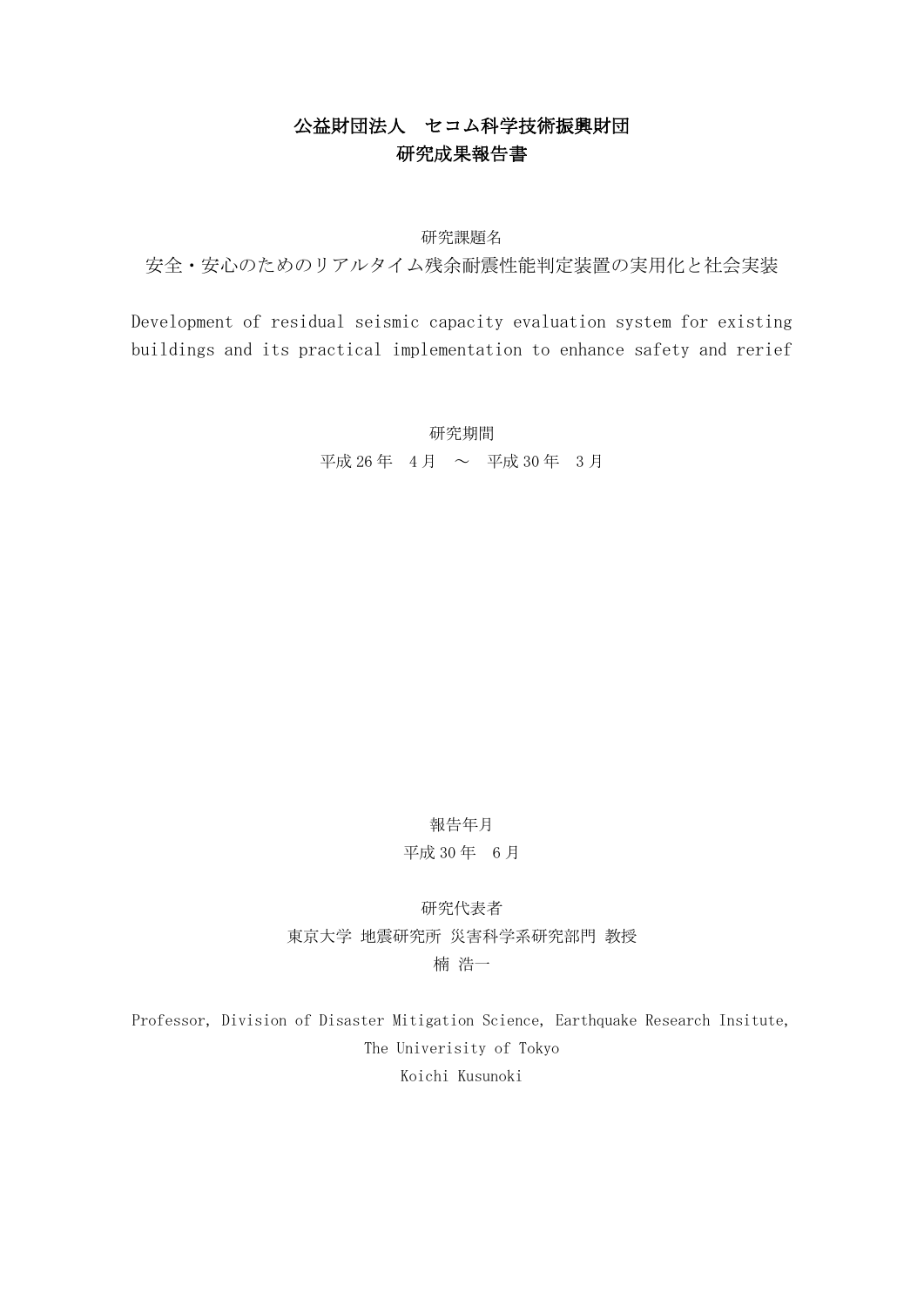# 公益財団法人　セコム科学技術振興財団
# 研究成果報告書

研究課題名

安全・安心のためのリアルタイム残余耐震性能判定装置の実用化と社会実装

Development of residual seismic capacity evaluation system for existing buildings and its practical implementation to enhance safety and rerief

研究期間

平成 26 年　4 月　～　平成 30 年　3 月

報告年月

平成 30 年　6 月

研究代表者

東京大学 地震研究所 災害科学系研究部門 教授

楠 浩一

Professor, Division of Disaster Mitigation Science, Earthquake Research Insitute, The Univerisity of Tokyo

Koichi Kusunoki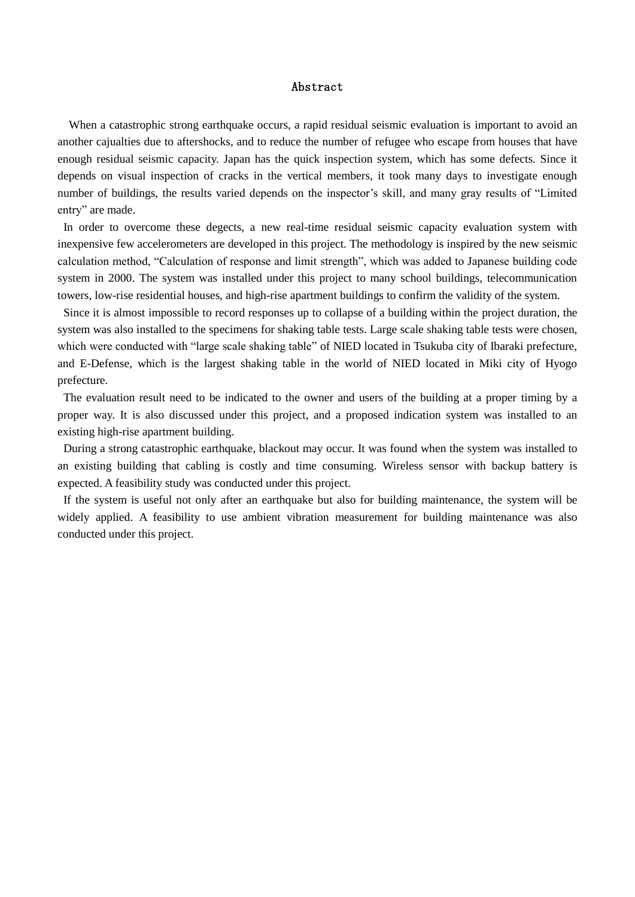# Abstract

When a catastrophic strong earthquake occurs, a rapid residual seismic evaluation is important to avoid an another cajualties due to aftershocks, and to reduce the number of refugee who escape from houses that have enough residual seismic capacity. Japan has the quick inspection system, which has some defects. Since it depends on visual inspection of cracks in the vertical members, it took many days to investigate enough number of buildings, the results varied depends on the inspector's skill, and many gray results of "Limited entry" are made.

In order to overcome these degects, a new real-time residual seismic capacity evaluation system with inexpensive few accelerometers are developed in this project. The methodology is inspired by the new seismic calculation method, "Calculation of response and limit strength", which was added to Japanese building code system in 2000. The system was installed under this project to many school buildings, telecommunication towers, low-rise residential houses, and high-rise apartment buildings to confirm the validity of the system.

Since it is almost impossible to record responses up to collapse of a building within the project duration, the system was also installed to the specimens for shaking table tests. Large scale shaking table tests were chosen, which were conducted with "large scale shaking table" of NIED located in Tsukuba city of Ibaraki prefecture, and E-Defense, which is the largest shaking table in the world of NIED located in Miki city of Hyogo prefecture.

The evaluation result need to be indicated to the owner and users of the building at a proper timing by a proper way. It is also discussed under this project, and a proposed indication system was installed to an existing high-rise apartment building.

During a strong catastrophic earthquake, blackout may occur. It was found when the system was installed to an existing building that cabling is costly and time consuming. Wireless sensor with backup battery is expected. A feasibility study was conducted under this project.

If the system is useful not only after an earthquake but also for building maintenance, the system will be widely applied. A feasibility to use ambient vibration measurement for building maintenance was also conducted under this project.